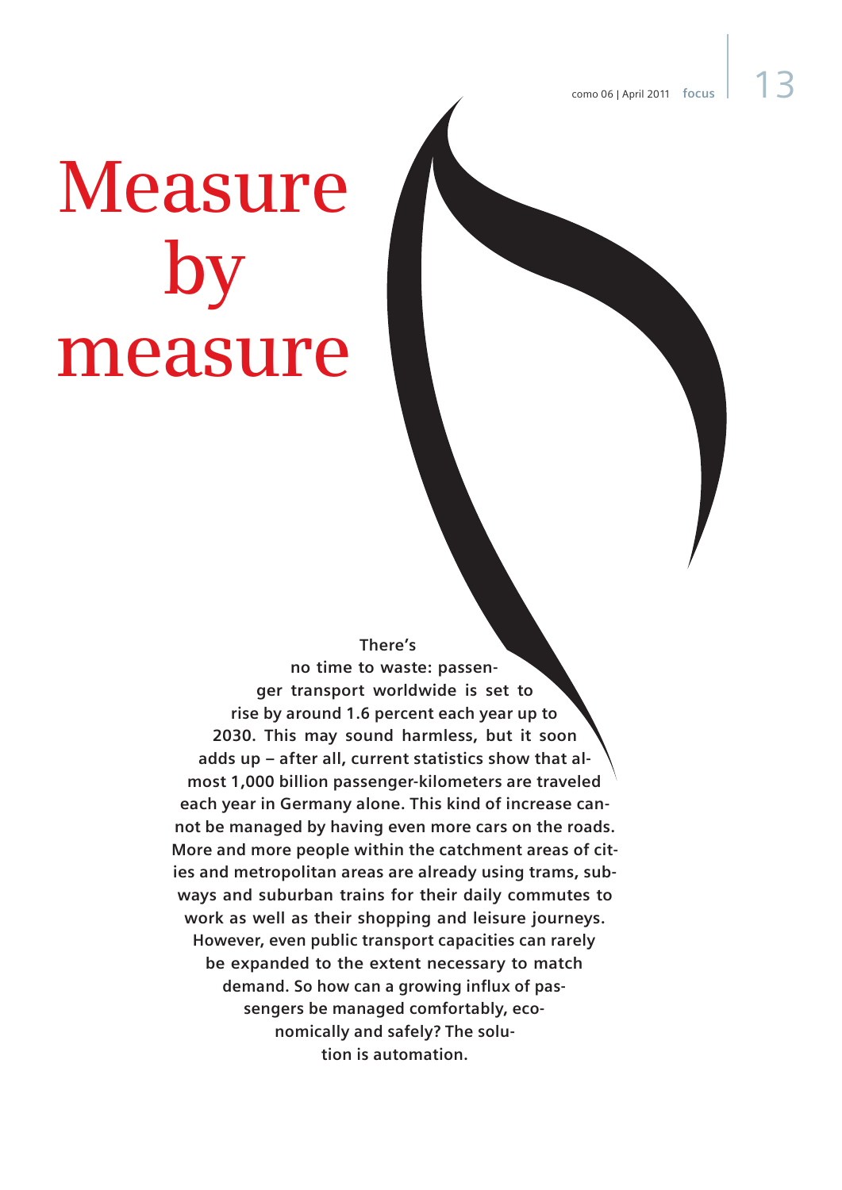# Measure by measure

**There's no time to waste: passenger transport worldwide is set to rise by around 1.6 percent each year up to 2030. This may sound harmless, but it soon adds up – after all, current statistics show that almost 1,000 billion passenger-kilometers are traveled each year in Germany alone. This kind of increase cannot be managed by having even more cars on the roads. More and more people within the catchment areas of cities and metropolitan areas are already using trams, subways and suburban trains for their daily commutes to work as well as their shopping and leisure journeys. However, even public transport capacities can rarely be expanded to the extent necessary to match demand. So how can a growing influx of passengers be managed comfortably, economically and safely? The solution is automation.**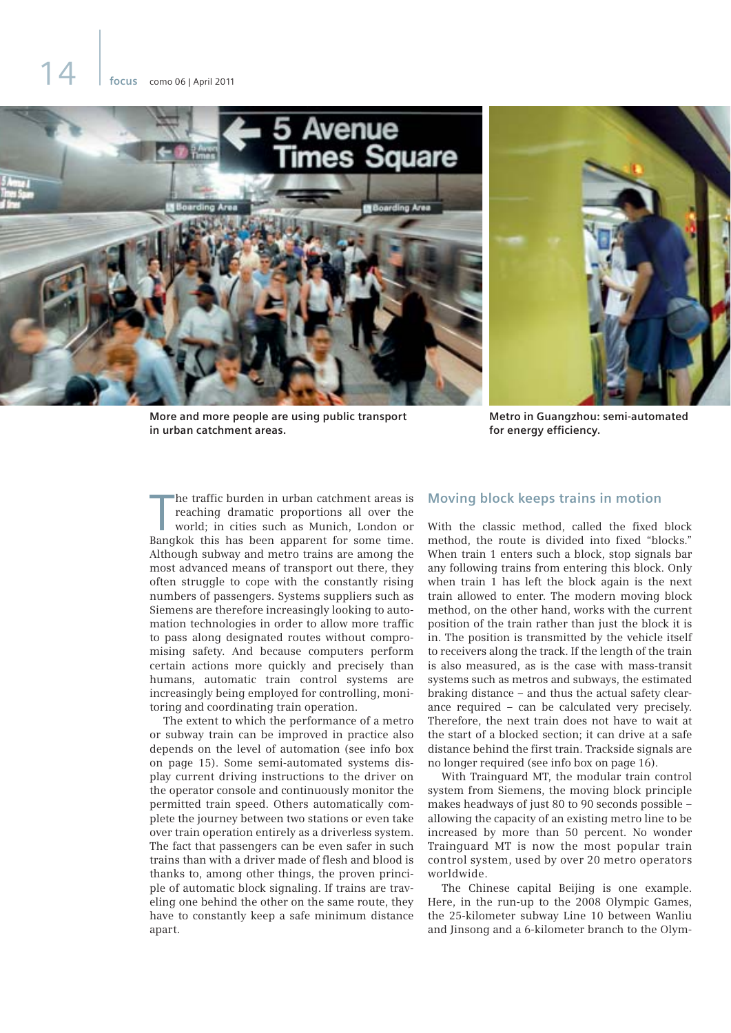More and more people are using public transport in urban catchment areas.

Metro in Guangzhou: semi-automated for energy efficiency.

The traffic burden in urban catchment areas is reaching dramatic proportions all over the world; in cities such as Munich, London or Bangkok this has been apparent for some time. Although subway and metro trains are among the most advanced means of transport out there, they often struggle to cope with the constantly rising numbers of passengers. Systems suppliers such as Siemens are therefore increasingly looking to automation technologies in order to allow more traffic to pass along designated routes without compromising safety. And because computers perform certain actions more quickly and precisely than humans, automatic train control systems are increasingly being employed for controlling, monitoring and coordinating train operation.

The extent to which the performance of a metro or subway train can be improved in practice also depends on the level of automation (see info box on page 15). Some semi-automated systems display current driving instructions to the driver on the operator console and continuously monitor the permitted train speed. Others automatically complete the journey between two stations or even take over train operation entirely as a driverless system. The fact that passengers can be even safer in such trains than with a driver made of flesh and blood is thanks to, among other things, the proven principle of automatic block signaling. If trains are traveling one behind the other on the same route, they have to constantly keep a safe minimum distance apart.

## Moving block keeps trains in motion

With the classic method, called the fixed block method, the route is divided into fixed "blocks." When train 1 enters such a block, stop signals bar any following trains from entering this block. Only when train 1 has left the block again is the next train allowed to enter. The modern moving block method, on the other hand, works with the current position of the train rather than just the block it is in. The position is transmitted by the vehicle itself to receivers along the track. If the length of the train is also measured, as is the case with mass-transit systems such as metros and subways, the estimated braking distance – and thus the actual safety clearance required – can be calculated very precisely. Therefore, the next train does not have to wait at the start of a blocked section; it can drive at a safe distance behind the first train. Trackside signals are no longer required (see info box on page 16).

With Trainguard MT, the modular train control system from Siemens, the moving block principle makes headways of just 80 to 90 seconds possible – allowing the capacity of an existing metro line to be increased by more than 50 percent. No wonder Trainguard MT is now the most popular train control system, used by over 20 metro operators worldwide.

The Chinese capital Beijing is one example. Here, in the run-up to the 2008 Olympic Games, the 25-kilometer subway Line 10 between Wanliu and Jinsong and a 6-kilometer branch to the Olym-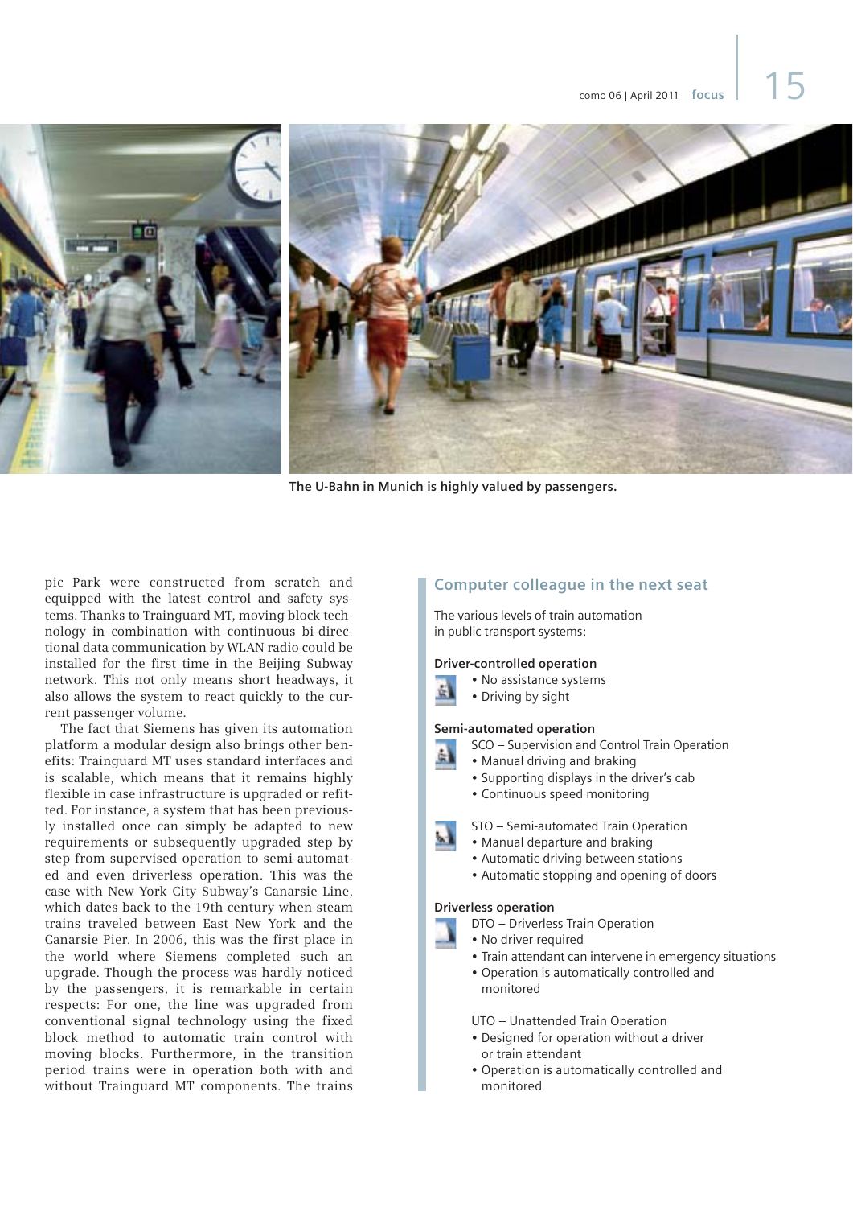The U-Bahn in Munich is highly valued by passengers.

pic Park were constructed from scratch and equipped with the latest control and safety systems. Thanks to Trainguard MT, moving block technology in combination with continuous bi-directional data communication by WLAN radio could be installed for the first time in the Beijing Subway network. This not only means short headways, it also allows the system to react quickly to the current passenger volume.

The fact that Siemens has given its automation platform a modular design also brings other benefits: Trainguard MT uses standard interfaces and is scalable, which means that it remains highly flexible in case infrastructure is upgraded or refitted. For instance, a system that has been previously installed once can simply be adapted to new requirements or subsequently upgraded step by step from supervised operation to semi-automated and even driverless operation. This was the case with New York City Subway's Canarsie Line, which dates back to the 19th century when steam trains traveled between East New York and the Canarsie Pier. In 2006, this was the first place in the world where Siemens completed such an upgrade. Though the process was hardly noticed by the passengers, it is remarkable in certain respects: For one, the line was upgraded from conventional signal technology using the fixed block method to automatic train control with moving blocks. Furthermore, in the transition period trains were in operation both with and without Trainguard MT components. The trains

## Computer colleague in the next seat

The various levels of train automation in public transport systems:

**Driver-controlled operation**

- No assistance systems
- Driving by sight

**Semi-automated operation**

SCO – Supervision and Control Train Operation

- Manual driving and braking
- Supporting displays in the driver's cab
- Continuous speed monitoring

STO – Semi-automated Train Operation

- Manual departure and braking
- Automatic driving between stations
- Automatic stopping and opening of doors

**Driverless operation**

DTO – Driverless Train Operation

- No driver required
- Train attendant can intervene in emergency situations
- Operation is automatically controlled and monitored

UTO – Unattended Train Operation

- Designed for operation without a driver or train attendant
- Operation is automatically controlled and monitored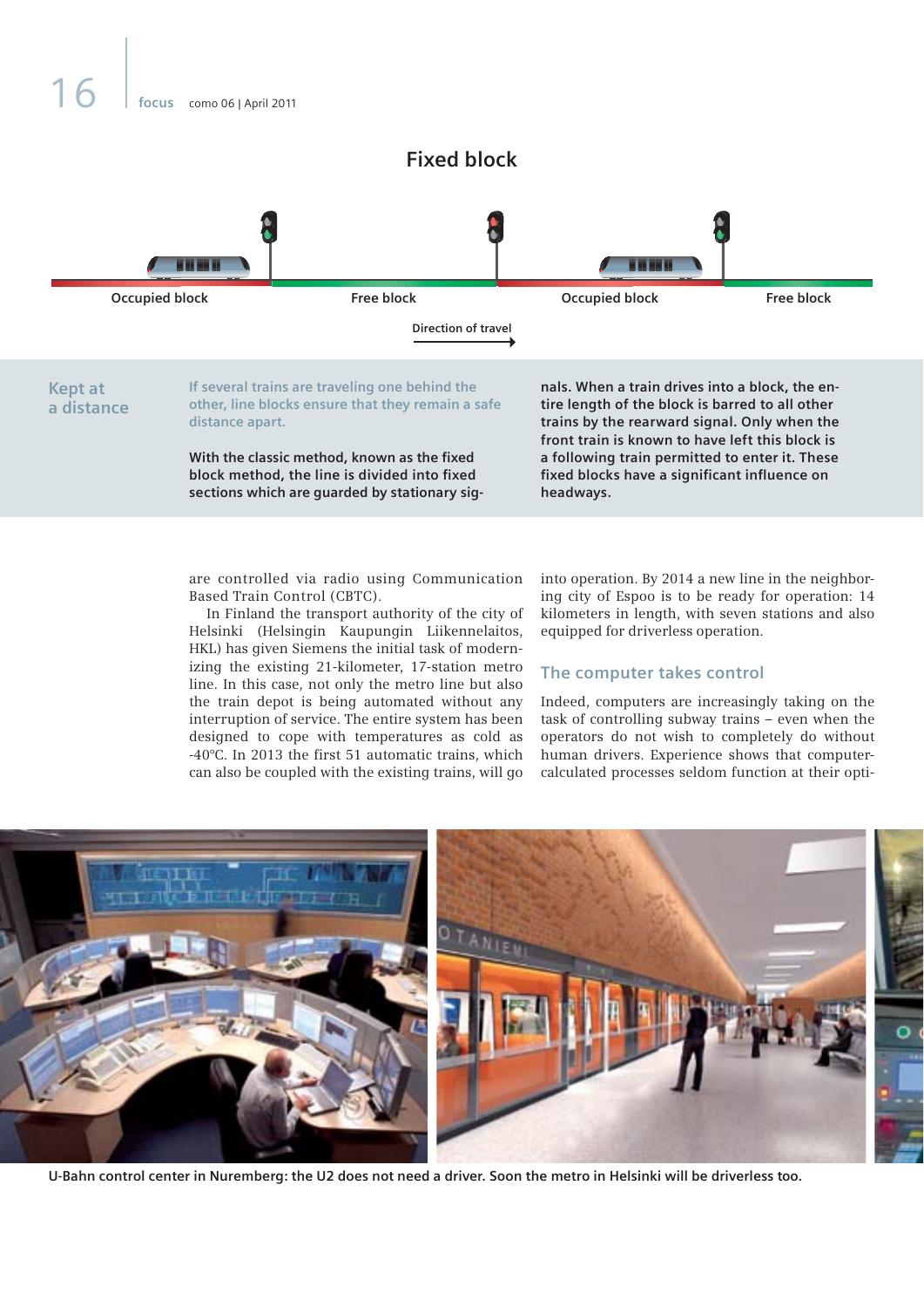## Fixed block

Occupied block

Free block

Occupied block

Free block

Direction of travel

### Kept at a distance

If several trains are traveling one behind the other, line blocks ensure that they remain a safe distance apart.

**With the classic method, known as the fixed block method, the line is divided into fixed sections which are guarded by stationary signals. When a train drives into a block, the entire length of the block is barred to all other trains by the rearward signal. Only when the front train is known to have left this block is a following train permitted to enter it. These fixed blocks have a significant influence on headways.**

are controlled via radio using Communication Based Train Control (CBTC).

In Finland the transport authority of the city of Helsinki (Helsingin Kaupungin Liikennelaitos, HKL) has given Siemens the initial task of modernizing the existing 21-kilometer, 17-station metro line. In this case, not only the metro line but also the train depot is being automated without any interruption of service. The entire system has been designed to cope with temperatures as cold as -40°C. In 2013 the first 51 automatic trains, which can also be coupled with the existing trains, will go into operation. By 2014 a new line in the neighboring city of Espoo is to be ready for operation: 14 kilometers in length, with seven stations and also equipped for driverless operation.

### The computer takes control

Indeed, computers are increasingly taking on the task of controlling subway trains – even when the operators do not wish to completely do without human drivers. Experience shows that computer-calculated processes seldom function at their opti-

**U-Bahn control center in Nuremberg: the U2 does not need a driver. Soon the metro in Helsinki will be driverless too.**